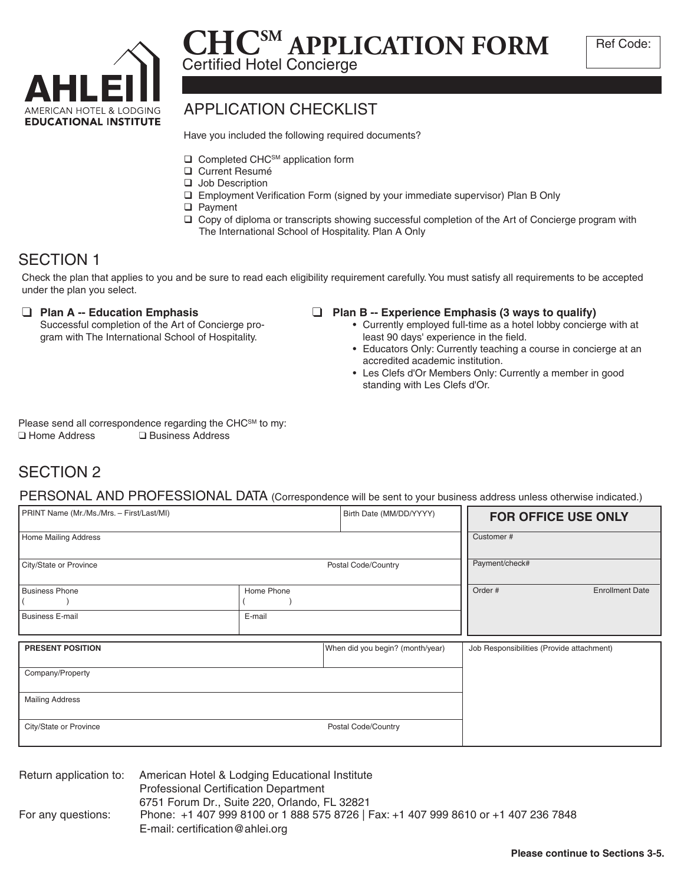AHLEI
AMERICAN HOTEL & LODGING
EDUCATIONAL INSTITUTE

# CHC[SM] APPLICATION FORM

Certified Hotel Concierge

Ref Code:

## APPLICATION CHECKLIST

Have you included the following required documents?

- ❑ Completed CHC[SM] application form
- ❑ Current Resumé
- ❑ Job Description
- ❑ Employment Verification Form (signed by your immediate supervisor) Plan B Only
- ❑ Payment
- ❑ Copy of diploma or transcripts showing successful completion of the Art of Concierge program with The International School of Hospitality. Plan A Only

## SECTION 1

Check the plan that applies to you and be sure to read each eligibility requirement carefully. You must satisfy all requirements to be accepted under the plan you select.

❑ **Plan A -- Education Emphasis**
Successful completion of the Art of Concierge program with The International School of Hospitality.

❑ **Plan B -- Experience Emphasis (3 ways to qualify)**

- Currently employed full-time as a hotel lobby concierge with at least 90 days' experience in the field.
- Educators Only: Currently teaching a course in concierge at an accredited academic institution.
- Les Clefs d'Or Members Only: Currently a member in good standing with Les Clefs d'Or.

Please send all correspondence regarding the CHC[SM] to my:
❑ Home Address ❑ Business Address

## SECTION 2

### PERSONAL AND PROFESSIONAL DATA (Correspondence will be sent to your business address unless otherwise indicated.)

| PRINT Name (Mr./Ms./Mrs. – First/Last/MI) | | Birth Date (MM/DD/YYYY) | **FOR OFFICE USE ONLY** | |
|---|---|---|---|---|
| Home Mailing Address | | | Customer # | |
| City/State or Province | | Postal Code/Country | Payment/check# | |
| Business Phone ( ) | Home Phone ( ) | | Order # | Enrollment Date |
| Business E-mail | E-mail | | | |

| **PRESENT POSITION** | When did you begin? (month/year) | Job Responsibilities (Provide attachment) |
|---|---|---|
| Company/Property | | |
| Mailing Address | | |
| City/State or Province | Postal Code/Country | |

Return application to: American Hotel & Lodging Educational Institute
Professional Certification Department
6751 Forum Dr., Suite 220, Orlando, FL 32821

For any questions: Phone: +1 407 999 8100 or 1 888 575 8726 | Fax: +1 407 999 8610 or +1 407 236 7848
E-mail: certification@ahlei.org

**Please continue to Sections 3-5.**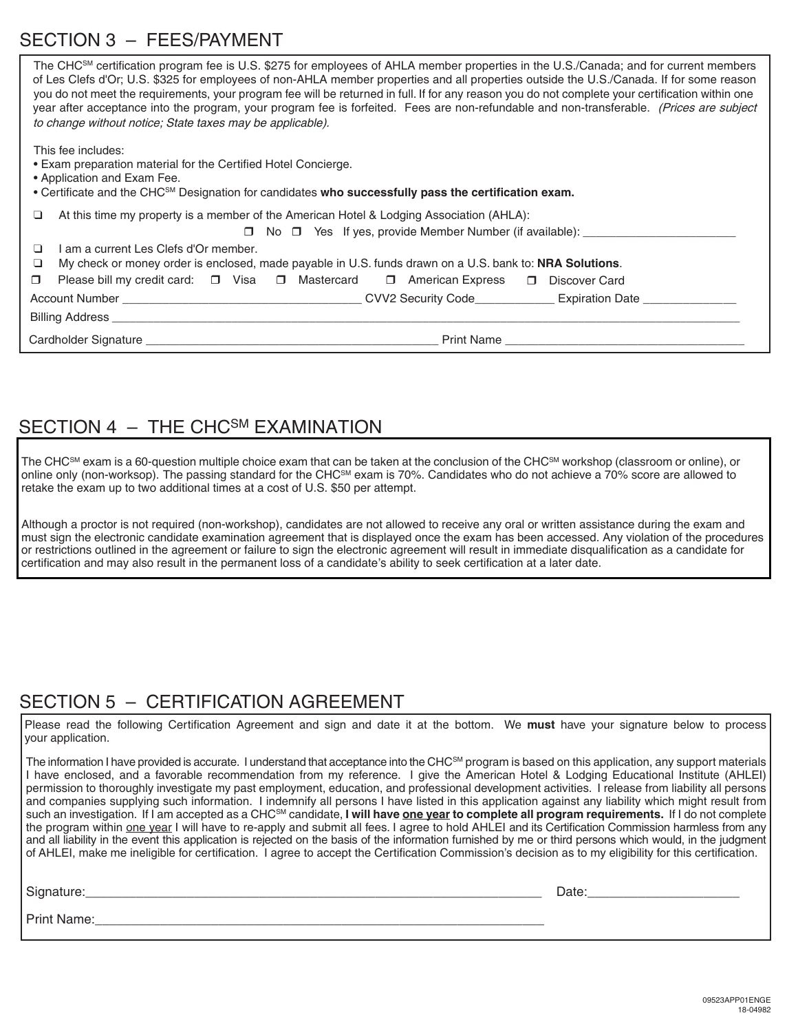## SECTION 3 – FEES/PAYMENT

The CHC[SM] certification program fee is U.S. $275 for employees of AHLA member properties in the U.S./Canada; and for current members of Les Clefs d'Or; U.S. $325 for employees of non-AHLA member properties and all properties outside the U.S./Canada. If for some reason you do not meet the requirements, your program fee will be returned in full. If for any reason you do not complete your certification within one year after acceptance into the program, your program fee is forfeited. Fees are non-refundable and non-transferable. *(Prices are subject to change without notice; State taxes may be applicable).*

This fee includes:

- Exam preparation material for the Certified Hotel Concierge.
- Application and Exam Fee.
- Certificate and the CHC[SM] Designation for candidates **who successfully pass the certification exam.**

❑ At this time my property is a member of the American Hotel & Lodging Association (AHLA):

❑ No ❑ Yes If yes, provide Member Number (if available): ______________________

❑ I am a current Les Clefs d'Or member.

❑ My check or money order is enclosed, made payable in U.S. funds drawn on a U.S. bank to: **NRA Solutions**.

❑ Please bill my credit card: ❑ Visa ❑ Mastercard ❑ American Express ❑ Discover Card

Account Number ___________________________________ CVV2 Security Code____________ Expiration Date ______________

Billing Address ______________________________________________________________________________________________

Cardholder Signature ___________________________________________ Print Name ___________________________________

## SECTION 4 – THE CHC[SM] EXAMINATION

The CHC[SM] exam is a 60-question multiple choice exam that can be taken at the conclusion of the CHC[SM] workshop (classroom or online), or online only (non-worksop). The passing standard for the CHC[SM] exam is 70%. Candidates who do not achieve a 70% score are allowed to retake the exam up to two additional times at a cost of U.S. $50 per attempt.

Although a proctor is not required (non-workshop), candidates are not allowed to receive any oral or written assistance during the exam and must sign the electronic candidate examination agreement that is displayed once the exam has been accessed. Any violation of the procedures or restrictions outlined in the agreement or failure to sign the electronic agreement will result in immediate disqualification as a candidate for certification and may also result in the permanent loss of a candidate's ability to seek certification at a later date.

## SECTION 5 – CERTIFICATION AGREEMENT

Please read the following Certification Agreement and sign and date it at the bottom. We **must** have your signature below to process your application.

The information I have provided is accurate. I understand that acceptance into the CHC[SM] program is based on this application, any support materials I have enclosed, and a favorable recommendation from my reference. I give the American Hotel & Lodging Educational Institute (AHLEI) permission to thoroughly investigate my past employment, education, and professional development activities. I release from liability all persons and companies supplying such information. I indemnify all persons I have listed in this application against any liability which might result from such an investigation. If I am accepted as a CHC[SM] candidate, **I will have one year to complete all program requirements.** If I do not complete the program within one year I will have to re-apply and submit all fees. I agree to hold AHLEI and its Certification Commission harmless from any and all liability in the event this application is rejected on the basis of the information furnished by me or third persons which would, in the judgment of AHLEI, make me ineligible for certification. I agree to accept the Certification Commission's decision as to my eligibility for this certification.

Signature:_________________________________________________________________ Date:____________________

Print Name:________________________________________________________________

09523APP01ENGE
18-04982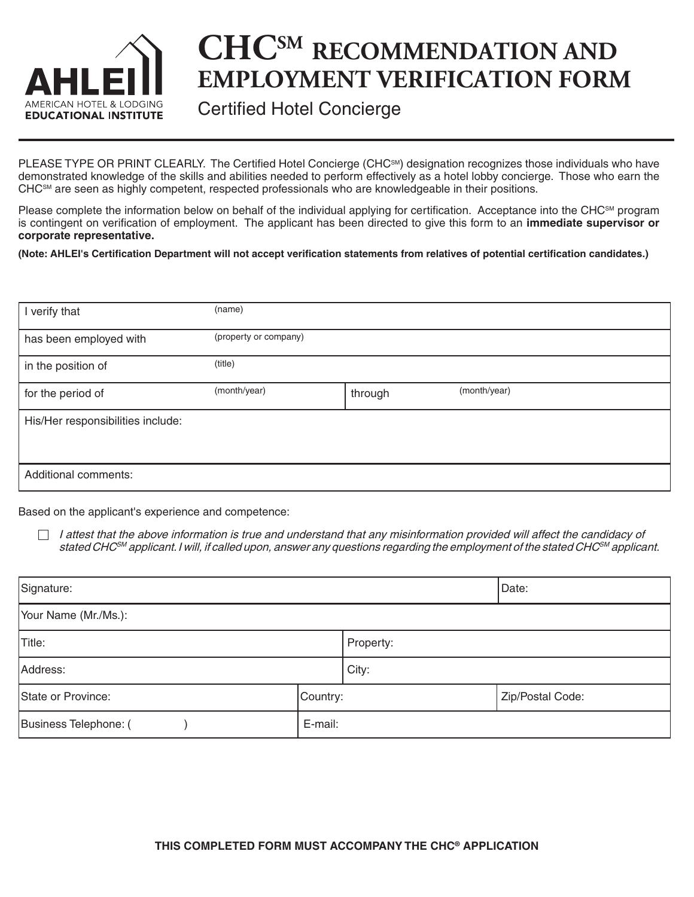AHLEI
AMERICAN HOTEL & LODGING
EDUCATIONAL INSTITUTE

# CHC℠ RECOMMENDATION AND EMPLOYMENT VERIFICATION FORM

Certified Hotel Concierge

PLEASE TYPE OR PRINT CLEARLY. The Certified Hotel Concierge (CHC℠) designation recognizes those individuals who have demonstrated knowledge of the skills and abilities needed to perform effectively as a hotel lobby concierge. Those who earn the CHC℠ are seen as highly competent, respected professionals who are knowledgeable in their positions.

Please complete the information below on behalf of the individual applying for certification. Acceptance into the CHC℠ program is contingent on verification of employment. The applicant has been directed to give this form to an **immediate supervisor or corporate representative.**

**(Note: AHLEI's Certification Department will not accept verification statements from relatives of potential certification candidates.)**

| | | | |
|---|---|---|---|
| I verify that | (name) | | |
| has been employed with | (property or company) | | |
| in the position of | (title) | | |
| for the period of | (month/year) | through | (month/year) |
| His/Her responsibilities include: | | | |
| Additional comments: | | | |

Based on the applicant's experience and competence:

☐ *I attest that the above information is true and understand that any misinformation provided will affect the candidacy of stated CHC℠ applicant. I will, if called upon, answer any questions regarding the employment of the stated CHC℠ applicant.*

| | | |
|---|---|---|
| Signature: | | Date: |
| Your Name (Mr./Ms.): | | |
| Title: | Property: | |
| Address: | City: | |
| State or Province: | Country: | Zip/Postal Code: |
| Business Telephone: (        ) | E-mail: | |

**THIS COMPLETED FORM MUST ACCOMPANY THE CHC® APPLICATION**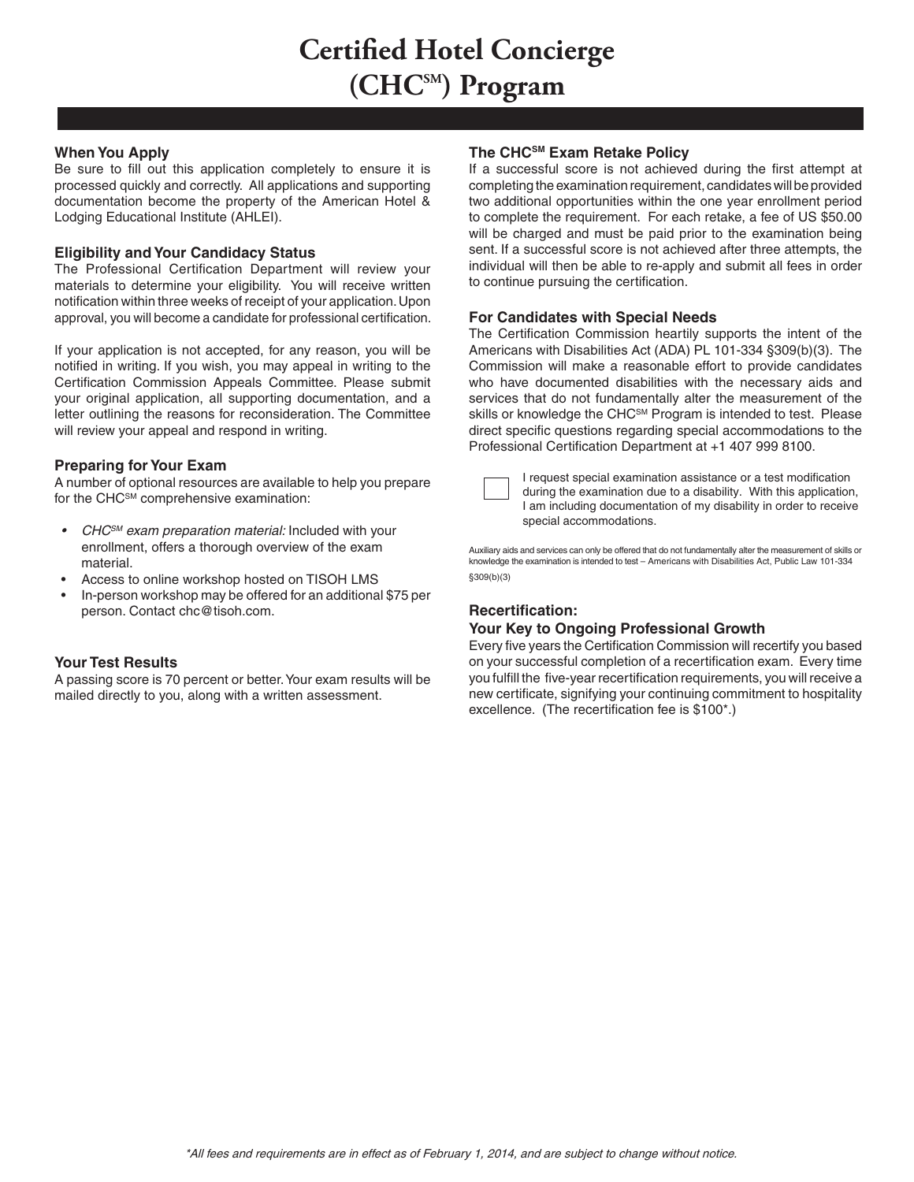# Certified Hotel Concierge (CHC℠) Program

### When You Apply

Be sure to fill out this application completely to ensure it is processed quickly and correctly. All applications and supporting documentation become the property of the American Hotel & Lodging Educational Institute (AHLEI).

### Eligibility and Your Candidacy Status

The Professional Certification Department will review your materials to determine your eligibility. You will receive written notification within three weeks of receipt of your application. Upon approval, you will become a candidate for professional certification.

If your application is not accepted, for any reason, you will be notified in writing. If you wish, you may appeal in writing to the Certification Commission Appeals Committee. Please submit your original application, all supporting documentation, and a letter outlining the reasons for reconsideration. The Committee will review your appeal and respond in writing.

### Preparing for Your Exam

A number of optional resources are available to help you prepare for the CHC℠ comprehensive examination:

- *CHC℠ exam preparation material:* Included with your enrollment, offers a thorough overview of the exam material.
- Access to online workshop hosted on TISOH LMS
- In-person workshop may be offered for an additional $75 per person. Contact chc@tisoh.com.

### Your Test Results

A passing score is 70 percent or better. Your exam results will be mailed directly to you, along with a written assessment.

### The CHC℠ Exam Retake Policy

If a successful score is not achieved during the first attempt at completing the examination requirement, candidates will be provided two additional opportunities within the one year enrollment period to complete the requirement. For each retake, a fee of US $50.00 will be charged and must be paid prior to the examination being sent. If a successful score is not achieved after three attempts, the individual will then be able to re-apply and submit all fees in order to continue pursuing the certification.

### For Candidates with Special Needs

The Certification Commission heartily supports the intent of the Americans with Disabilities Act (ADA) PL 101-334 §309(b)(3). The Commission will make a reasonable effort to provide candidates who have documented disabilities with the necessary aids and services that do not fundamentally alter the measurement of the skills or knowledge the CHC℠ Program is intended to test. Please direct specific questions regarding special accommodations to the Professional Certification Department at +1 407 999 8100.

☐ I request special examination assistance or a test modification during the examination due to a disability. With this application, I am including documentation of my disability in order to receive special accommodations.

Auxiliary aids and services can only be offered that do not fundamentally alter the measurement of skills or knowledge the examination is intended to test – Americans with Disabilities Act, Public Law 101-334 §309(b)(3)

### Recertification: Your Key to Ongoing Professional Growth

Every five years the Certification Commission will recertify you based on your successful completion of a recertification exam. Every time you fulfill the five-year recertification requirements, you will receive a new certificate, signifying your continuing commitment to hospitality excellence. (The recertification fee is $100*.)

*All fees and requirements are in effect as of February 1, 2014, and are subject to change without notice.*